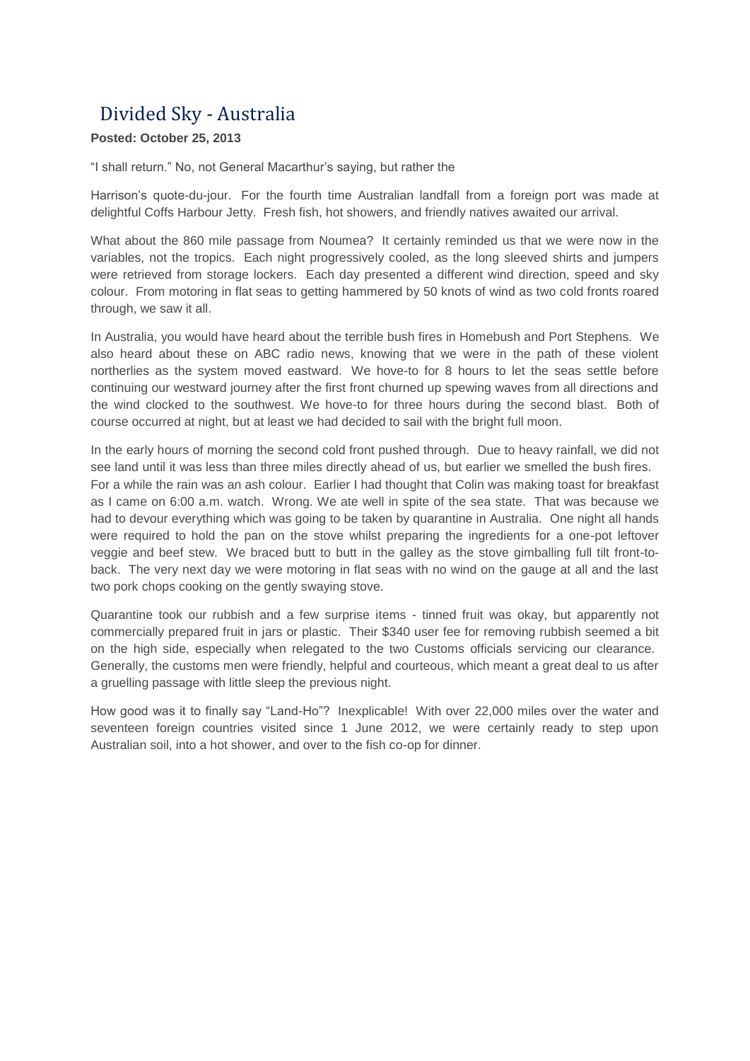# Divided Sky - Australia

**Posted: October 25, 2013**

"I shall return." No, not General Macarthur's saying, but rather the

Harrison's quote-du-jour. For the fourth time Australian landfall from a foreign port was made at delightful Coffs Harbour Jetty. Fresh fish, hot showers, and friendly natives awaited our arrival.

What about the 860 mile passage from Noumea? It certainly reminded us that we were now in the variables, not the tropics. Each night progressively cooled, as the long sleeved shirts and jumpers were retrieved from storage lockers. Each day presented a different wind direction, speed and sky colour. From motoring in flat seas to getting hammered by 50 knots of wind as two cold fronts roared through, we saw it all.

In Australia, you would have heard about the terrible bush fires in Homebush and Port Stephens. We also heard about these on ABC radio news, knowing that we were in the path of these violent northerlies as the system moved eastward. We hove-to for 8 hours to let the seas settle before continuing our westward journey after the first front churned up spewing waves from all directions and the wind clocked to the southwest. We hove-to for three hours during the second blast. Both of course occurred at night, but at least we had decided to sail with the bright full moon.

In the early hours of morning the second cold front pushed through. Due to heavy rainfall, we did not see land until it was less than three miles directly ahead of us, but earlier we smelled the bush fires. For a while the rain was an ash colour. Earlier I had thought that Colin was making toast for breakfast as I came on 6:00 a.m. watch. Wrong. We ate well in spite of the sea state. That was because we had to devour everything which was going to be taken by quarantine in Australia. One night all hands were required to hold the pan on the stove whilst preparing the ingredients for a one-pot leftover veggie and beef stew. We braced butt to butt in the galley as the stove gimballing full tilt front-to-back. The very next day we were motoring in flat seas with no wind on the gauge at all and the last two pork chops cooking on the gently swaying stove.

Quarantine took our rubbish and a few surprise items - tinned fruit was okay, but apparently not commercially prepared fruit in jars or plastic. Their $340 user fee for removing rubbish seemed a bit on the high side, especially when relegated to the two Customs officials servicing our clearance. Generally, the customs men were friendly, helpful and courteous, which meant a great deal to us after a gruelling passage with little sleep the previous night.

How good was it to finally say "Land-Ho"? Inexplicable! With over 22,000 miles over the water and seventeen foreign countries visited since 1 June 2012, we were certainly ready to step upon Australian soil, into a hot shower, and over to the fish co-op for dinner.